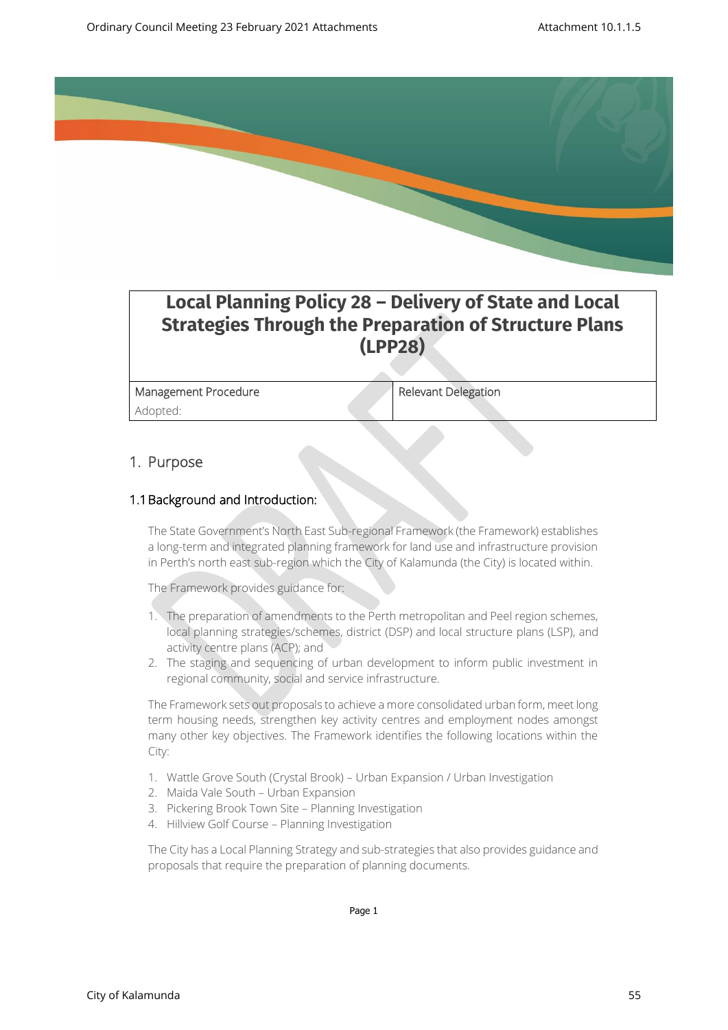# Local Planning Policy 28 – Delivery of State and Local Strategies Through the Preparation of Structure Plans (LPP28)

| Management Procedure | Relevant Delegation |
| --- | --- |
| Adopted: | |

## 1. Purpose

### 1.1 Background and Introduction:

The State Government's North East Sub-regional Framework (the Framework) establishes a long-term and integrated planning framework for land use and infrastructure provision in Perth's north east sub-region which the City of Kalamunda (the City) is located within.

The Framework provides guidance for:

1. The preparation of amendments to the Perth metropolitan and Peel region schemes, local planning strategies/schemes, district (DSP) and local structure plans (LSP), and activity centre plans (ACP); and
2. The staging and sequencing of urban development to inform public investment in regional community, social and service infrastructure.

The Framework sets out proposals to achieve a more consolidated urban form, meet long term housing needs, strengthen key activity centres and employment nodes amongst many other key objectives. The Framework identifies the following locations within the City:

1. Wattle Grove South (Crystal Brook) – Urban Expansion / Urban Investigation
2. Maida Vale South – Urban Expansion
3. Pickering Brook Town Site – Planning Investigation
4. Hillview Golf Course – Planning Investigation

The City has a Local Planning Strategy and sub-strategies that also provides guidance and proposals that require the preparation of planning documents.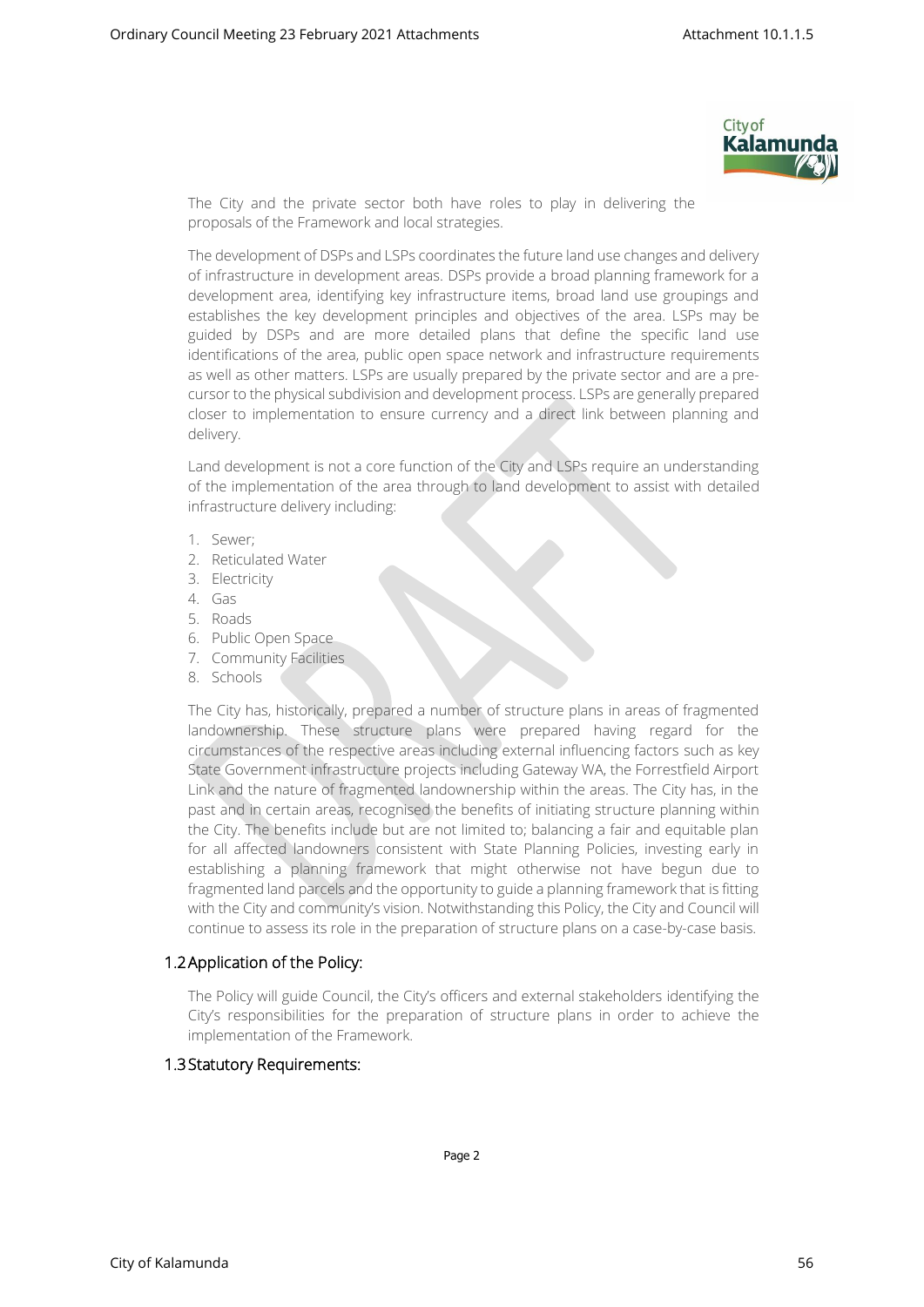The City and the private sector both have roles to play in delivering the proposals of the Framework and local strategies.

The development of DSPs and LSPs coordinates the future land use changes and delivery of infrastructure in development areas. DSPs provide a broad planning framework for a development area, identifying key infrastructure items, broad land use groupings and establishes the key development principles and objectives of the area. LSPs may be guided by DSPs and are more detailed plans that define the specific land use identifications of the area, public open space network and infrastructure requirements as well as other matters. LSPs are usually prepared by the private sector and are a pre-cursor to the physical subdivision and development process. LSPs are generally prepared closer to implementation to ensure currency and a direct link between planning and delivery.

Land development is not a core function of the City and LSPs require an understanding of the implementation of the area through to land development to assist with detailed infrastructure delivery including:

1. Sewer;
2. Reticulated Water
3. Electricity
4. Gas
5. Roads
6. Public Open Space
7. Community Facilities
8. Schools

The City has, historically, prepared a number of structure plans in areas of fragmented landownership. These structure plans were prepared having regard for the circumstances of the respective areas including external influencing factors such as key State Government infrastructure projects including Gateway WA, the Forrestfield Airport Link and the nature of fragmented landownership within the areas. The City has, in the past and in certain areas, recognised the benefits of initiating structure planning within the City. The benefits include but are not limited to; balancing a fair and equitable plan for all affected landowners consistent with State Planning Policies, investing early in establishing a planning framework that might otherwise not have begun due to fragmented land parcels and the opportunity to guide a planning framework that is fitting with the City and community's vision. Notwithstanding this Policy, the City and Council will continue to assess its role in the preparation of structure plans on a case-by-case basis.

## 1.2 Application of the Policy:

The Policy will guide Council, the City's officers and external stakeholders identifying the City's responsibilities for the preparation of structure plans in order to achieve the implementation of the Framework.

## 1.3 Statutory Requirements: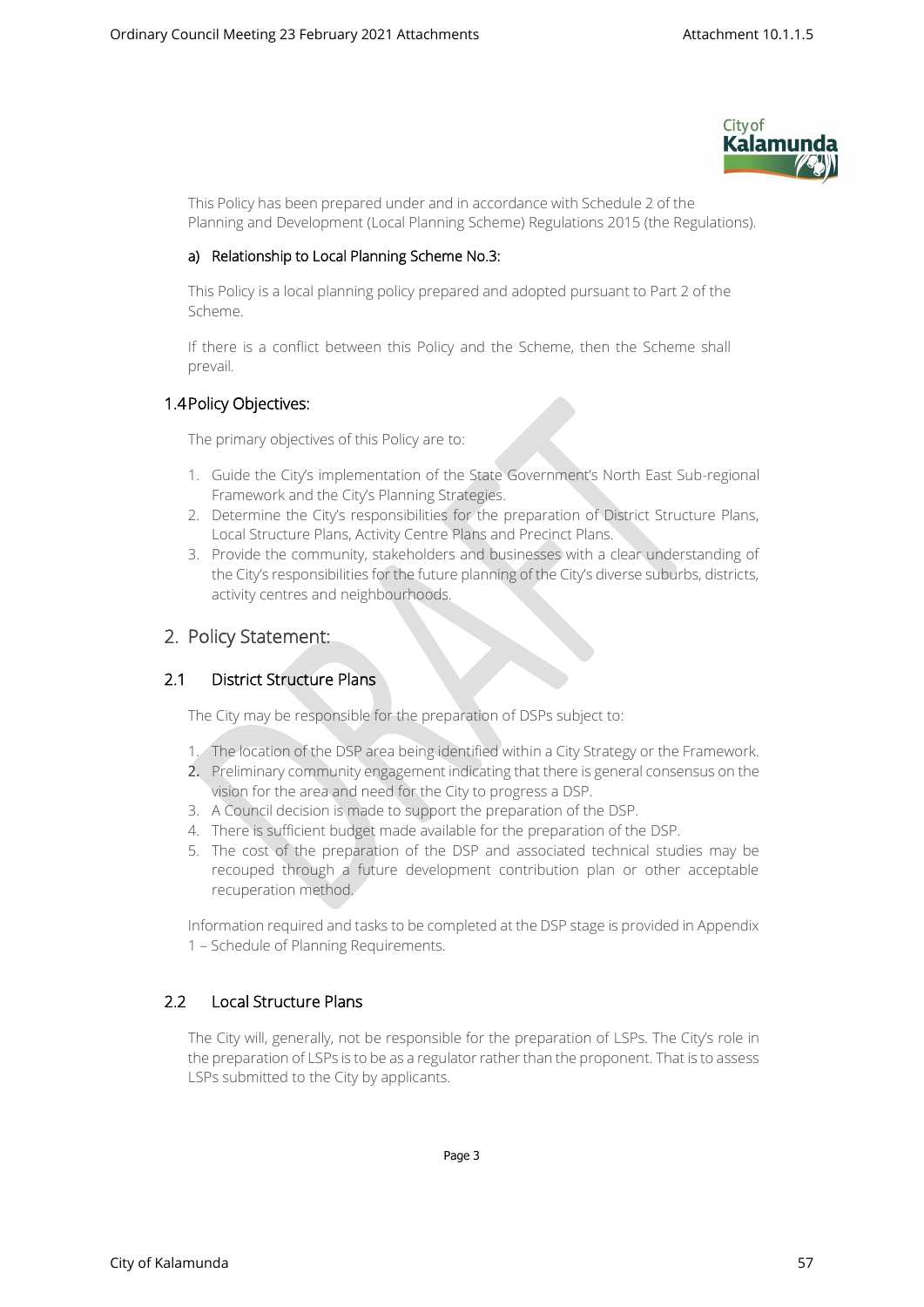This Policy has been prepared under and in accordance with Schedule 2 of the Planning and Development (Local Planning Scheme) Regulations 2015 (the Regulations).

#### a) Relationship to Local Planning Scheme No.3:

This Policy is a local planning policy prepared and adopted pursuant to Part 2 of the Scheme.

If there is a conflict between this Policy and the Scheme, then the Scheme shall prevail.

### 1.4 Policy Objectives:

The primary objectives of this Policy are to:

1. Guide the City's implementation of the State Government's North East Sub-regional Framework and the City's Planning Strategies.
2. Determine the City's responsibilities for the preparation of District Structure Plans, Local Structure Plans, Activity Centre Plans and Precinct Plans.
3. Provide the community, stakeholders and businesses with a clear understanding of the City's responsibilities for the future planning of the City's diverse suburbs, districts, activity centres and neighbourhoods.

## 2. Policy Statement:

### 2.1 District Structure Plans

The City may be responsible for the preparation of DSPs subject to:

1. The location of the DSP area being identified within a City Strategy or the Framework.
2. Preliminary community engagement indicating that there is general consensus on the vision for the area and need for the City to progress a DSP.
3. A Council decision is made to support the preparation of the DSP.
4. There is sufficient budget made available for the preparation of the DSP.
5. The cost of the preparation of the DSP and associated technical studies may be recouped through a future development contribution plan or other acceptable recuperation method.

Information required and tasks to be completed at the DSP stage is provided in Appendix 1 – Schedule of Planning Requirements.

### 2.2 Local Structure Plans

The City will, generally, not be responsible for the preparation of LSPs. The City's role in the preparation of LSPs is to be as a regulator rather than the proponent. That is to assess LSPs submitted to the City by applicants.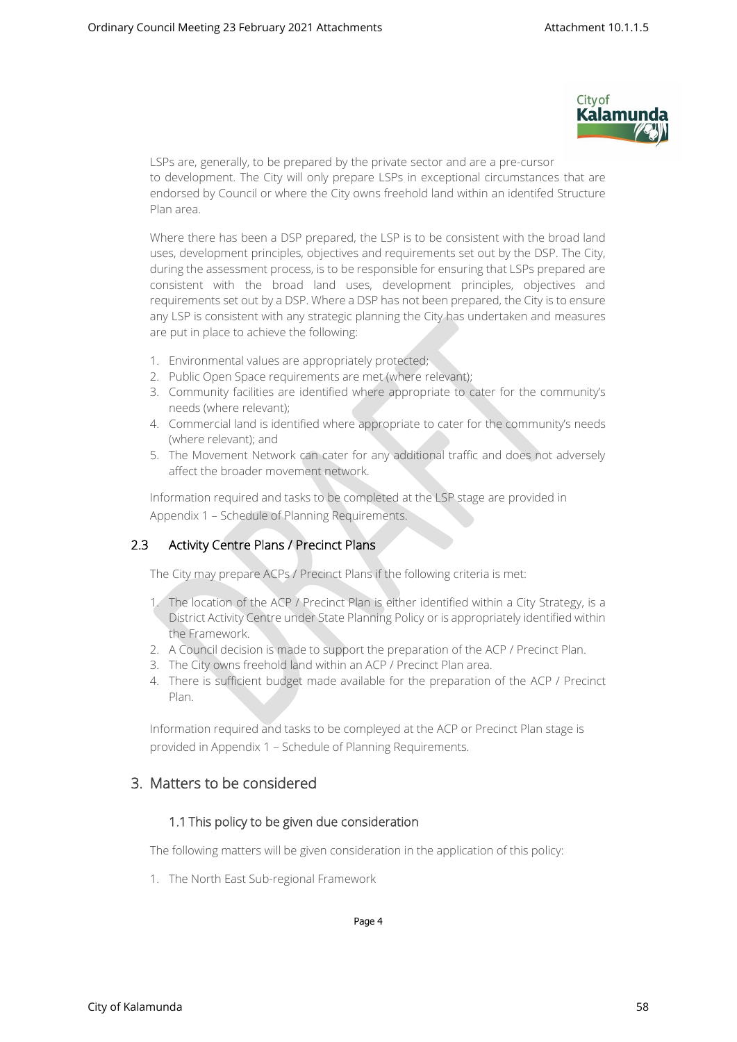LSPs are, generally, to be prepared by the private sector and are a pre-cursor to development. The City will only prepare LSPs in exceptional circumstances that are endorsed by Council or where the City owns freehold land within an identifed Structure Plan area.

Where there has been a DSP prepared, the LSP is to be consistent with the broad land uses, development principles, objectives and requirements set out by the DSP. The City, during the assessment process, is to be responsible for ensuring that LSPs prepared are consistent with the broad land uses, development principles, objectives and requirements set out by a DSP. Where a DSP has not been prepared, the City is to ensure any LSP is consistent with any strategic planning the City has undertaken and measures are put in place to achieve the following:

1. Environmental values are appropriately protected;
2. Public Open Space requirements are met (where relevant);
3. Community facilities are identified where appropriate to cater for the community's needs (where relevant);
4. Commercial land is identified where appropriate to cater for the community's needs (where relevant); and
5. The Movement Network can cater for any additional traffic and does not adversely affect the broader movement network.

Information required and tasks to be completed at the LSP stage are provided in Appendix 1 – Schedule of Planning Requirements.

### 2.3 Activity Centre Plans / Precinct Plans

The City may prepare ACPs / Precinct Plans if the following criteria is met:

1. The location of the ACP / Precinct Plan is either identified within a City Strategy, is a District Activity Centre under State Planning Policy or is appropriately identified within the Framework.
2. A Council decision is made to support the preparation of the ACP / Precinct Plan.
3. The City owns freehold land within an ACP / Precinct Plan area.
4. There is sufficient budget made available for the preparation of the ACP / Precinct Plan.

Information required and tasks to be compleyed at the ACP or Precinct Plan stage is provided in Appendix 1 – Schedule of Planning Requirements.

## 3. Matters to be considered

### 1.1 This policy to be given due consideration

The following matters will be given consideration in the application of this policy:

1. The North East Sub-regional Framework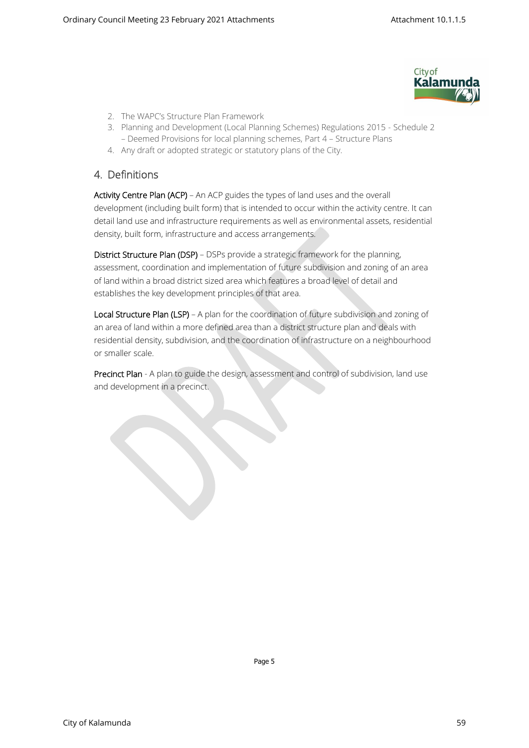2. The WAPC's Structure Plan Framework
3. Planning and Development (Local Planning Schemes) Regulations 2015 - Schedule 2 – Deemed Provisions for local planning schemes, Part 4 – Structure Plans
4. Any draft or adopted strategic or statutory plans of the City.

## 4. Definitions

**Activity Centre Plan (ACP)** – An ACP guides the types of land uses and the overall development (including built form) that is intended to occur within the activity centre. It can detail land use and infrastructure requirements as well as environmental assets, residential density, built form, infrastructure and access arrangements.

**District Structure Plan (DSP)** – DSPs provide a strategic framework for the planning, assessment, coordination and implementation of future subdivision and zoning of an area of land within a broad district sized area which features a broad level of detail and establishes the key development principles of that area.

**Local Structure Plan (LSP)** – A plan for the coordination of future subdivision and zoning of an area of land within a more defined area than a district structure plan and deals with residential density, subdivision, and the coordination of infrastructure on a neighbourhood or smaller scale.

**Precinct Plan** - A plan to guide the design, assessment and control of subdivision, land use and development in a precinct.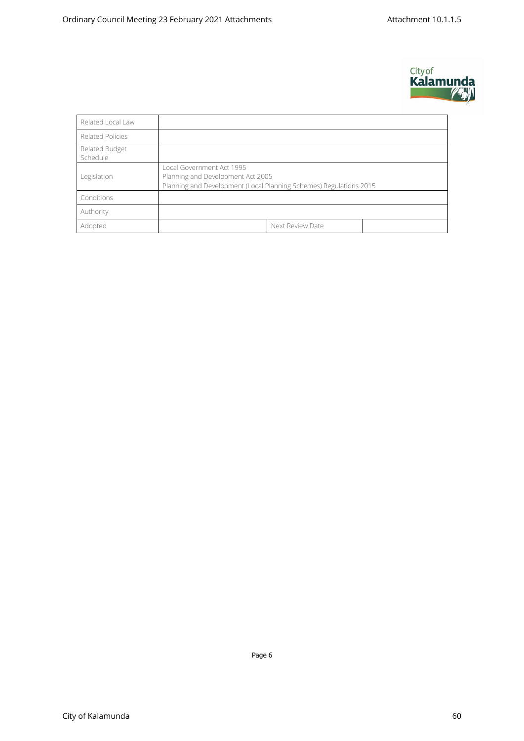| | | | |
|---|---|---|---|
| Related Local Law | | | |
| Related Policies | | | |
| Related Budget Schedule | | | |
| Legislation | Local Government Act 1995<br>Planning and Development Act 2005<br>Planning and Development (Local Planning Schemes) Regulations 2015 | | |
| Conditions | | | |
| Authority | | | |
| Adopted | | Next Review Date | |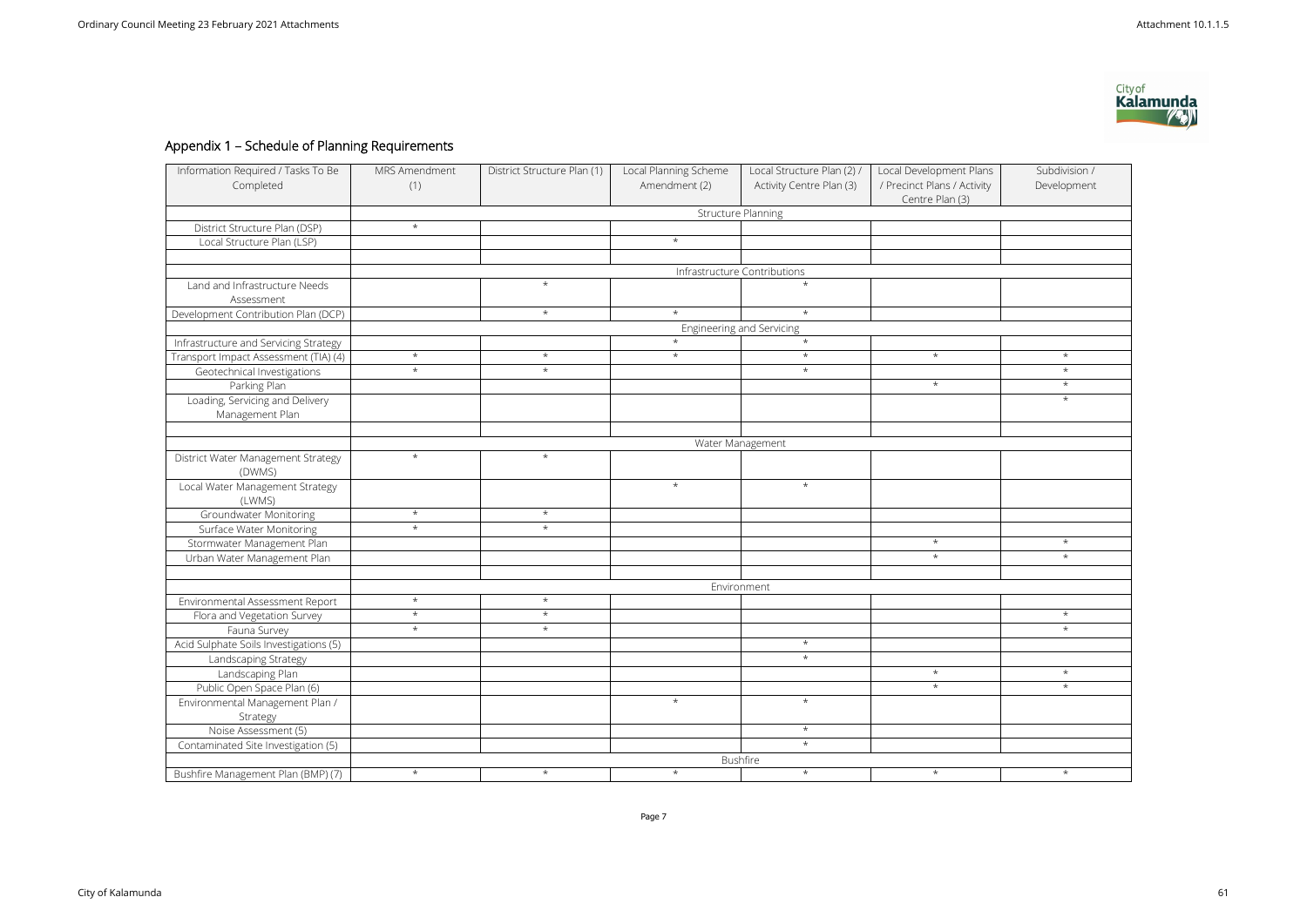## Appendix 1 – Schedule of Planning Requirements

| Information Required / Tasks To Be Completed | MRS Amendment (1) | District Structure Plan (1) | Local Planning Scheme Amendment (2) | Local Structure Plan (2) / Activity Centre Plan (3) | Local Development Plans / Precinct Plans / Activity Centre Plan (3) | Subdivision / Development |
|---|---|---|---|---|---|---|
| | Structure Planning | | | | | |
| District Structure Plan (DSP) | * | | | | | |
| Local Structure Plan (LSP) | | | * | | | |
| | | | | | | |
| | Infrastructure Contributions | | | | | |
| Land and Infrastructure Needs Assessment | | * | | * | | |
| Development Contribution Plan (DCP) | | * | * | * | | |
| | Engineering and Servicing | | | | | |
| Infrastructure and Servicing Strategy | | | * | * | | |
| Transport Impact Assessment (TIA) (4) | * | * | * | * | * | * |
| Geotechnical Investigations | * | * | | * | | * |
| Parking Plan | | | | | * | * |
| Loading, Servicing and Delivery Management Plan | | | | | | * |
| | | | | | | |
| | Water Management | | | | | |
| District Water Management Strategy (DWMS) | * | * | | | | |
| Local Water Management Strategy (LWMS) | | | * | * | | |
| Groundwater Monitoring | * | * | | | | |
| Surface Water Monitoring | * | * | | | | |
| Stormwater Management Plan | | | | | * | * |
| Urban Water Management Plan | | | | | * | * |
| | | | | | | |
| | Environment | | | | | |
| Environmental Assessment Report | * | * | | | | |
| Flora and Vegetation Survey | * | * | | | | * |
| Fauna Survey | * | * | | | | * |
| Acid Sulphate Soils Investigations (5) | | | | * | | |
| Landscaping Strategy | | | | * | | |
| Landscaping Plan | | | | | * | * |
| Public Open Space Plan (6) | | | | | * | * |
| Environmental Management Plan / Strategy | | | * | * | | |
| Noise Assessment (5) | | | | * | | |
| Contaminated Site Investigation (5) | | | | * | | |
| | Bushfire | | | | | |
| Bushfire Management Plan (BMP) (7) | * | * | * | * | * | * |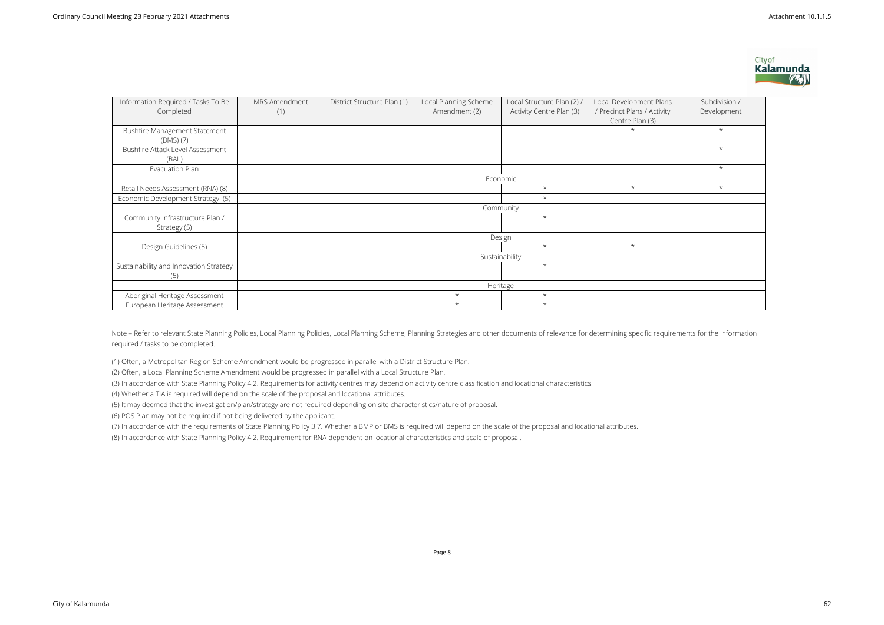| Information Required / Tasks To Be Completed | MRS Amendment (1) | District Structure Plan (1) | Local Planning Scheme Amendment (2) | Local Structure Plan (2) / Activity Centre Plan (3) | Local Development Plans / Precinct Plans / Activity Centre Plan (3) | Subdivision / Development |
|---|---|---|---|---|---|---|
| Bushfire Management Statement (BMS) (7) | | | | | * | * |
| Bushfire Attack Level Assessment (BAL) | | | | | | * |
| Evacuation Plan | | | | | | * |
| | Economic | | | | | |
| Retail Needs Assessment (RNA) (8) | | | | * | * | * |
| Economic Development Strategy (5) | | | | * | | |
| | Community | | | | | |
| Community Infrastructure Plan / Strategy (5) | | | | * | | |
| | Design | | | | | |
| Design Guidelines (5) | | | | * | * | |
| | Sustainability | | | | | |
| Sustainability and Innovation Strategy (5) | | | | * | | |
| | Heritage | | | | | |
| Aboriginal Heritage Assessment | | | * | * | | |
| European Heritage Assessment | | | * | * | | |

Note – Refer to relevant State Planning Policies, Local Planning Policies, Local Planning Scheme, Planning Strategies and other documents of relevance for determining specific requirements for the information required / tasks to be completed.

(1) Often, a Metropolitan Region Scheme Amendment would be progressed in parallel with a District Structure Plan.

(2) Often, a Local Planning Scheme Amendment would be progressed in parallel with a Local Structure Plan.

(3) In accordance with State Planning Policy 4.2. Requirements for activity centres may depend on activity centre classification and locational characteristics.

(4) Whether a TIA is required will depend on the scale of the proposal and locational attributes.

(5) It may deemed that the investigation/plan/strategy are not required depending on site characteristics/nature of proposal.

(6) POS Plan may not be required if not being delivered by the applicant.

(7) In accordance with the requirements of State Planning Policy 3.7. Whether a BMP or BMS is required will depend on the scale of the proposal and locational attributes.

(8) In accordance with State Planning Policy 4.2. Requirement for RNA dependent on locational characteristics and scale of proposal.